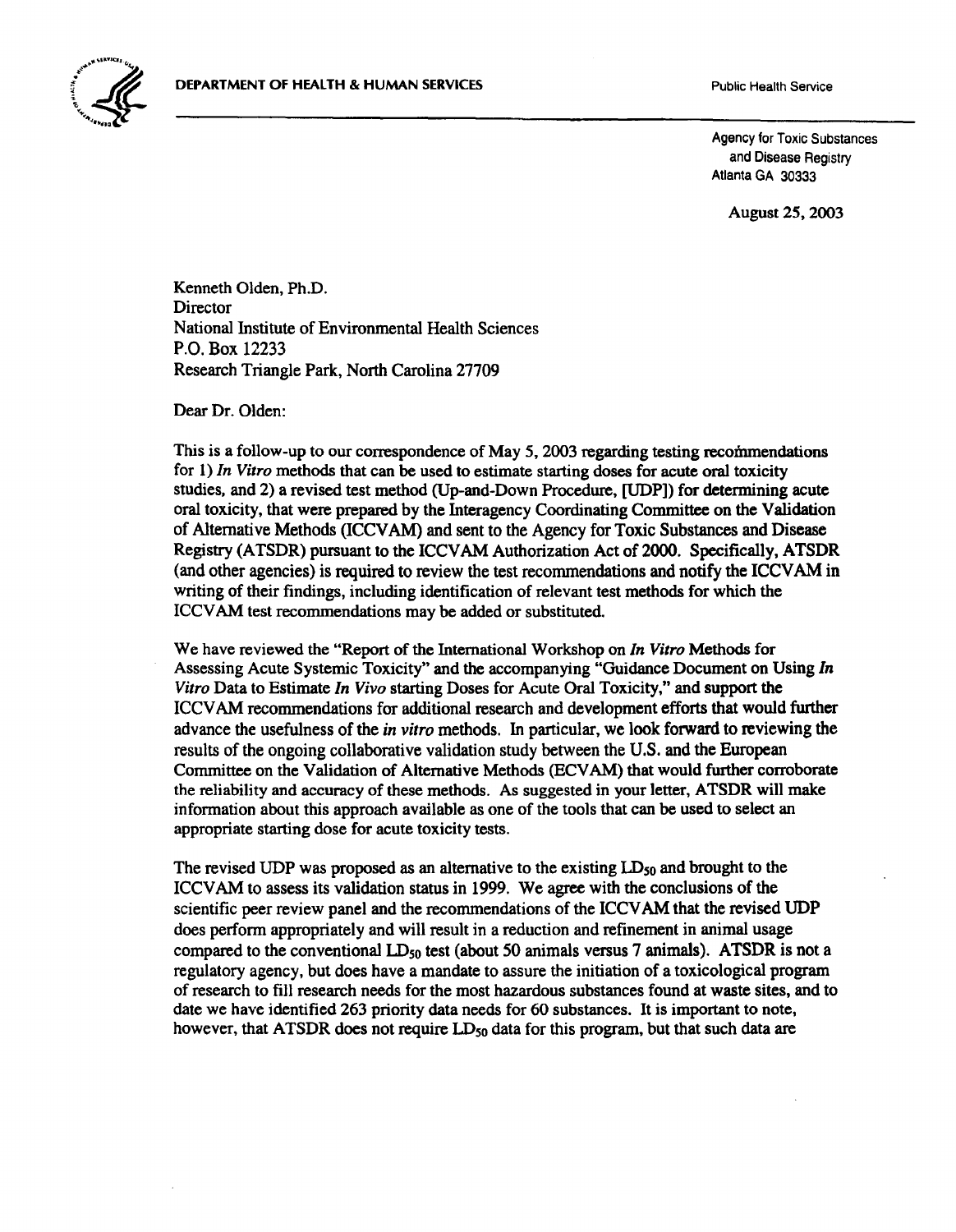DEPARTMENT OF HEALTH & HUMAN SERVICES

Public Health Service

Agency for Toxic Substances and Disease Registry
Atlanta GA 30333

August 25, 2003

Kenneth Olden, Ph.D.
Director
National Institute of Environmental Health Sciences
P.O. Box 12233
Research Triangle Park, North Carolina 27709

Dear Dr. Olden:

This is a follow-up to our correspondence of May 5, 2003 regarding testing recommendations for 1) *In Vitro* methods that can be used to estimate starting doses for acute oral toxicity studies, and 2) a revised test method (Up-and-Down Procedure, [UDP]) for determining acute oral toxicity, that were prepared by the Interagency Coordinating Committee on the Validation of Alternative Methods (ICCVAM) and sent to the Agency for Toxic Substances and Disease Registry (ATSDR) pursuant to the ICCVAM Authorization Act of 2000. Specifically, ATSDR (and other agencies) is required to review the test recommendations and notify the ICCVAM in writing of their findings, including identification of relevant test methods for which the ICCVAM test recommendations may be added or substituted.

We have reviewed the "Report of the International Workshop on *In Vitro* Methods for Assessing Acute Systemic Toxicity" and the accompanying "Guidance Document on Using *In Vitro* Data to Estimate *In Vivo* starting Doses for Acute Oral Toxicity," and support the ICCVAM recommendations for additional research and development efforts that would further advance the usefulness of the *in vitro* methods. In particular, we look forward to reviewing the results of the ongoing collaborative validation study between the U.S. and the European Committee on the Validation of Alternative Methods (ECVAM) that would further corroborate the reliability and accuracy of these methods. As suggested in your letter, ATSDR will make information about this approach available as one of the tools that can be used to select an appropriate starting dose for acute toxicity tests.

The revised UDP was proposed as an alternative to the existing $LD_{50}$ and brought to the ICCVAM to assess its validation status in 1999. We agree with the conclusions of the scientific peer review panel and the recommendations of the ICCVAM that the revised UDP does perform appropriately and will result in a reduction and refinement in animal usage compared to the conventional $LD_{50}$ test (about 50 animals versus 7 animals). ATSDR is not a regulatory agency, but does have a mandate to assure the initiation of a toxicological program of research to fill research needs for the most hazardous substances found at waste sites, and to date we have identified 263 priority data needs for 60 substances. It is important to note, however, that ATSDR does not require $LD_{50}$ data for this program, but that such data are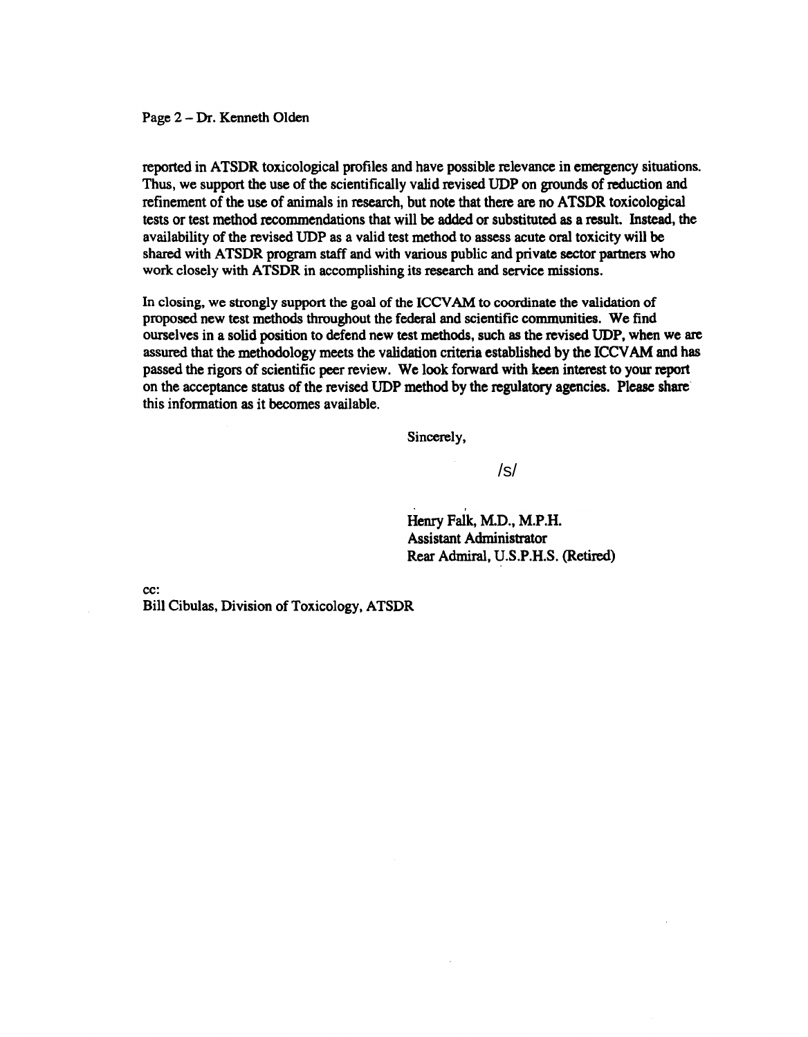reported in ATSDR toxicological profiles and have possible relevance in emergency situations. Thus, we support the use of the scientifically valid revised UDP on grounds of reduction and refinement of the use of animals in research, but note that there are no ATSDR toxicological tests or test method recommendations that will be added or substituted as a result. Instead, the availability of the revised UDP as a valid test method to assess acute oral toxicity will be shared with ATSDR program staff and with various public and private sector partners who work closely with ATSDR in accomplishing its research and service missions.

In closing, we strongly support the goal of the ICCVAM to coordinate the validation of proposed new test methods throughout the federal and scientific communities. We find ourselves in a solid position to defend new test methods, such as the revised UDP, when we are assured that the methodology meets the validation criteria established by the ICCVAM and has passed the rigors of scientific peer review. We look forward with keen interest to your report on the acceptance status of the revised UDP method by the regulatory agencies. Please share this information as it becomes available.

Sincerely,

/s/

Henry Falk, M.D., M.P.H.
Assistant Administrator
Rear Admiral, U.S.P.H.S. (Retired)

cc:
Bill Cibulas, Division of Toxicology, ATSDR